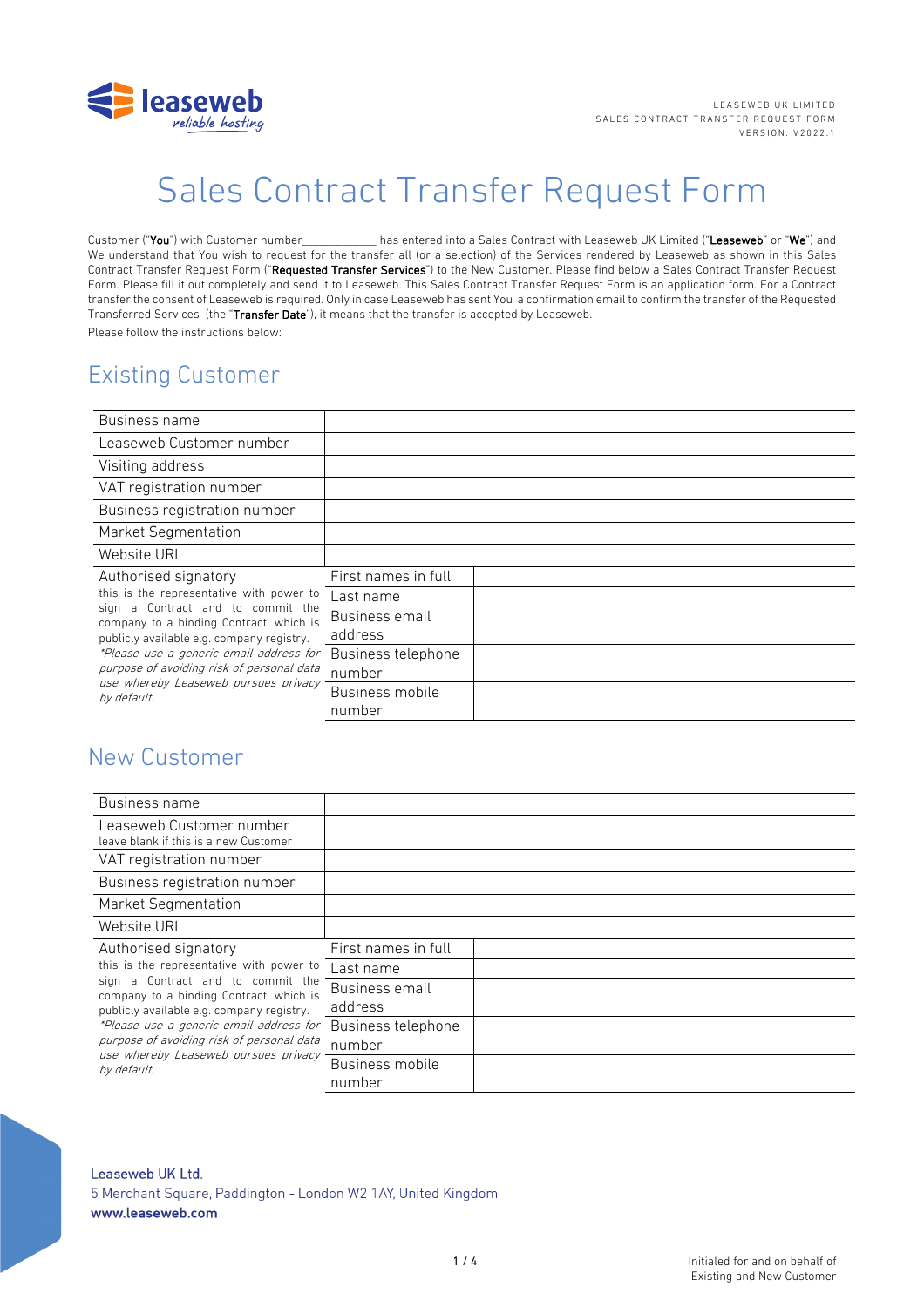LEASEWEB UK LIMITED
SALES CONTRACT TRANSFER REQUEST FORM
VERSION: V2022.1

# Sales Contract Transfer Request Form

Customer ("**You**") with Customer number____________ has entered into a Sales Contract with Leaseweb UK Limited ("**Leaseweb**" or "**We**") and We understand that You wish to request for the transfer all (or a selection) of the Services rendered by Leaseweb as shown in this Sales Contract Transfer Request Form ("**Requested Transfer Services**") to the New Customer. Please find below a Sales Contract Transfer Request Form. Please fill it out completely and send it to Leaseweb. This Sales Contract Transfer Request Form is an application form. For a Contract transfer the consent of Leaseweb is required. Only in case Leaseweb has sent You a confirmation email to confirm the transfer of the Requested Transferred Services (the "**Transfer Date**"), it means that the transfer is accepted by Leaseweb.

Please follow the instructions below:

## Existing Customer

| | | |
|---|---|---|
| Business name | | |
| Leaseweb Customer number | | |
| Visiting address | | |
| VAT registration number | | |
| Business registration number | | |
| Market Segmentation | | |
| Website URL | | |
| Authorised signatory<br>this is the representative with power to sign a Contract and to commit the company to a binding Contract, which is publicly available e.g. company registry.<br>*\*Please use a generic email address for purpose of avoiding risk of personal data use whereby Leaseweb pursues privacy by default.* | First names in full | |
| | Last name | |
| | Business email address | |
| | Business telephone number | |
| | Business mobile number | |

## New Customer

| | | |
|---|---|---|
| Business name | | |
| Leaseweb Customer number<br>leave blank if this is a new Customer | | |
| VAT registration number | | |
| Business registration number | | |
| Market Segmentation | | |
| Website URL | | |
| Authorised signatory<br>this is the representative with power to sign a Contract and to commit the company to a binding Contract, which is publicly available e.g. company registry.<br>*\*Please use a generic email address for purpose of avoiding risk of personal data use whereby Leaseweb pursues privacy by default.* | First names in full | |
| | Last name | |
| | Business email address | |
| | Business telephone number | |
| | Business mobile number | |

Leaseweb UK Ltd.
5 Merchant Square, Paddington - London W2 1AY, United Kingdom
**www.leaseweb.com**

Initialed for and on behalf of
Existing and New Customer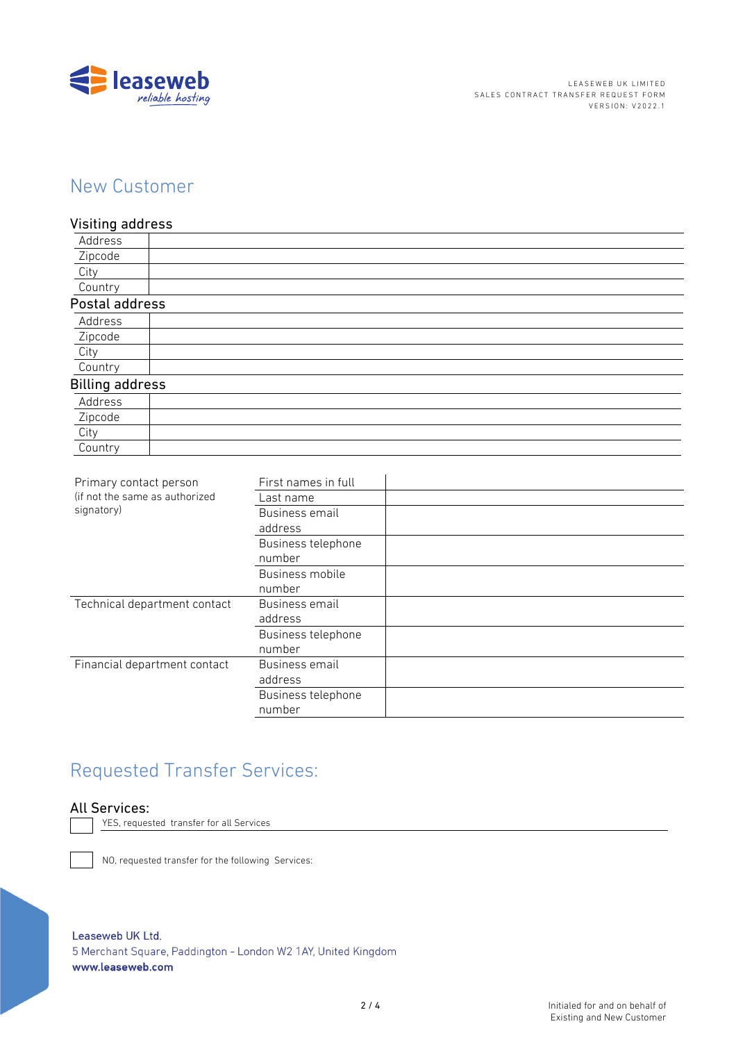# New Customer

## Visiting address

| | |
|---|---|
| Address | |
| Zipcode | |
| City | |
| Country | |

## Postal address

| | |
|---|---|
| Address | |
| Zipcode | |
| City | |
| Country | |

## Billing address

| | |
|---|---|
| Address | |
| Zipcode | |
| City | |
| Country | |

| | | |
|---|---|---|
| Primary contact person (if not the same as authorized signatory) | First names in full | |
| | Last name | |
| | Business email address | |
| | Business telephone number | |
| | Business mobile number | |
| Technical department contact | Business email address | |
| | Business telephone number | |
| Financial department contact | Business email address | |
| | Business telephone number | |

# Requested Transfer Services:

## All Services:

☐ YES, requested transfer for all Services

☐ NO, requested transfer for the following Services:

Leaseweb UK Ltd.
5 Merchant Square, Paddington - London W2 1AY, United Kingdom
**www.leaseweb.com**

Initialed for and on behalf of Existing and New Customer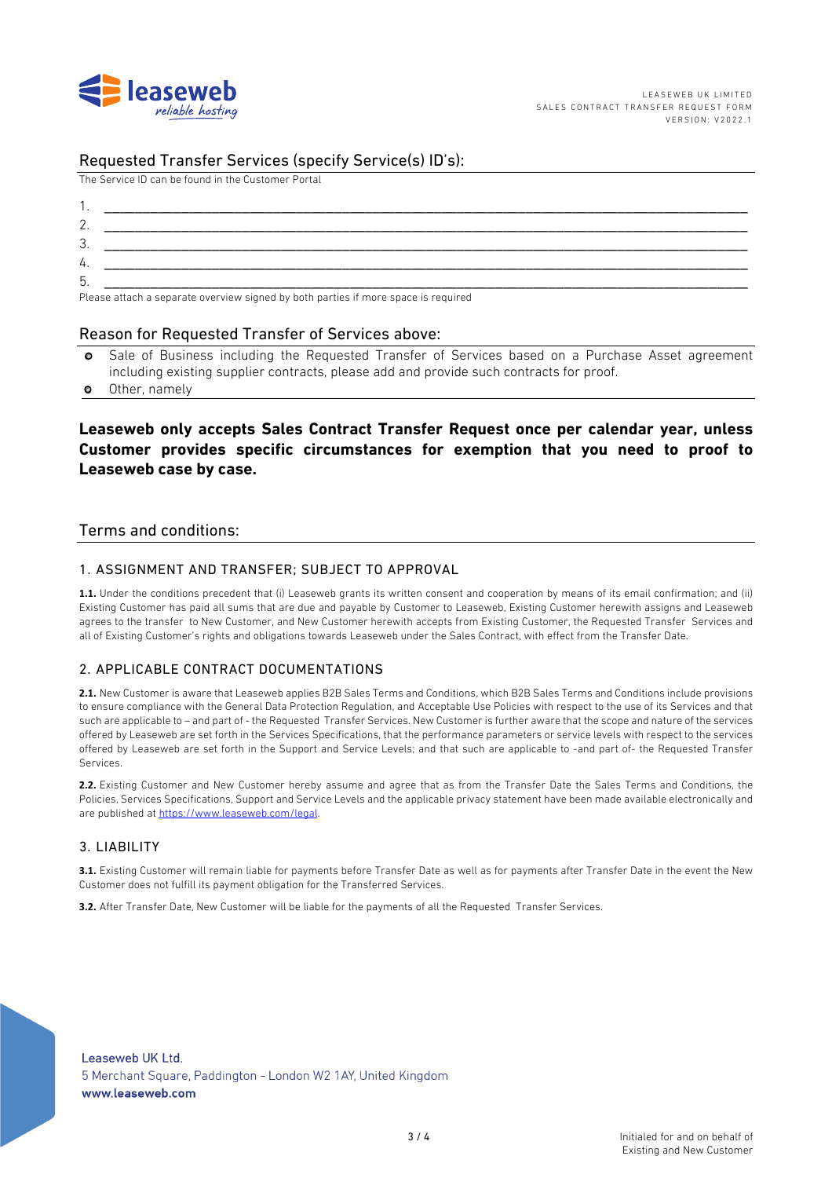## Requested Transfer Services (specify Service(s) ID's):

The Service ID can be found in the Customer Portal

1. ______________________________________________
2. ______________________________________________
3. ______________________________________________
4. ______________________________________________
5. ______________________________________________

Please attach a separate overview signed by both parties if more space is required

## Reason for Requested Transfer of Services above:

- Sale of Business including the Requested Transfer of Services based on a Purchase Asset agreement including existing supplier contracts, please add and provide such contracts for proof.
- Other, namely

**Leaseweb only accepts Sales Contract Transfer Request once per calendar year, unless Customer provides specific circumstances for exemption that you need to proof to Leaseweb case by case.**

## Terms and conditions:

### 1. ASSIGNMENT AND TRANSFER; SUBJECT TO APPROVAL

**1.1.** Under the conditions precedent that (i) Leaseweb grants its written consent and cooperation by means of its email confirmation; and (ii) Existing Customer has paid all sums that are due and payable by Customer to Leaseweb, Existing Customer herewith assigns and Leaseweb agrees to the transfer to New Customer, and New Customer herewith accepts from Existing Customer, the Requested Transfer Services and all of Existing Customer's rights and obligations towards Leaseweb under the Sales Contract, with effect from the Transfer Date.

### 2. APPLICABLE CONTRACT DOCUMENTATIONS

**2.1.** New Customer is aware that Leaseweb applies B2B Sales Terms and Conditions, which B2B Sales Terms and Conditions include provisions to ensure compliance with the General Data Protection Regulation, and Acceptable Use Policies with respect to the use of its Services and that such are applicable to – and part of - the Requested Transfer Services. New Customer is further aware that the scope and nature of the services offered by Leaseweb are set forth in the Services Specifications, that the performance parameters or service levels with respect to the services offered by Leaseweb are set forth in the Support and Service Levels; and that such are applicable to -and part of- the Requested Transfer Services.

**2.2.** Existing Customer and New Customer hereby assume and agree that as from the Transfer Date the Sales Terms and Conditions, the Policies, Services Specifications, Support and Service Levels and the applicable privacy statement have been made available electronically and are published at https://www.leaseweb.com/legal.

### 3. LIABILITY

**3.1.** Existing Customer will remain liable for payments before Transfer Date as well as for payments after Transfer Date in the event the New Customer does not fulfill its payment obligation for the Transferred Services.

**3.2.** After Transfer Date, New Customer will be liable for the payments of all the Requested Transfer Services.

Initialed for and on behalf of Existing and New Customer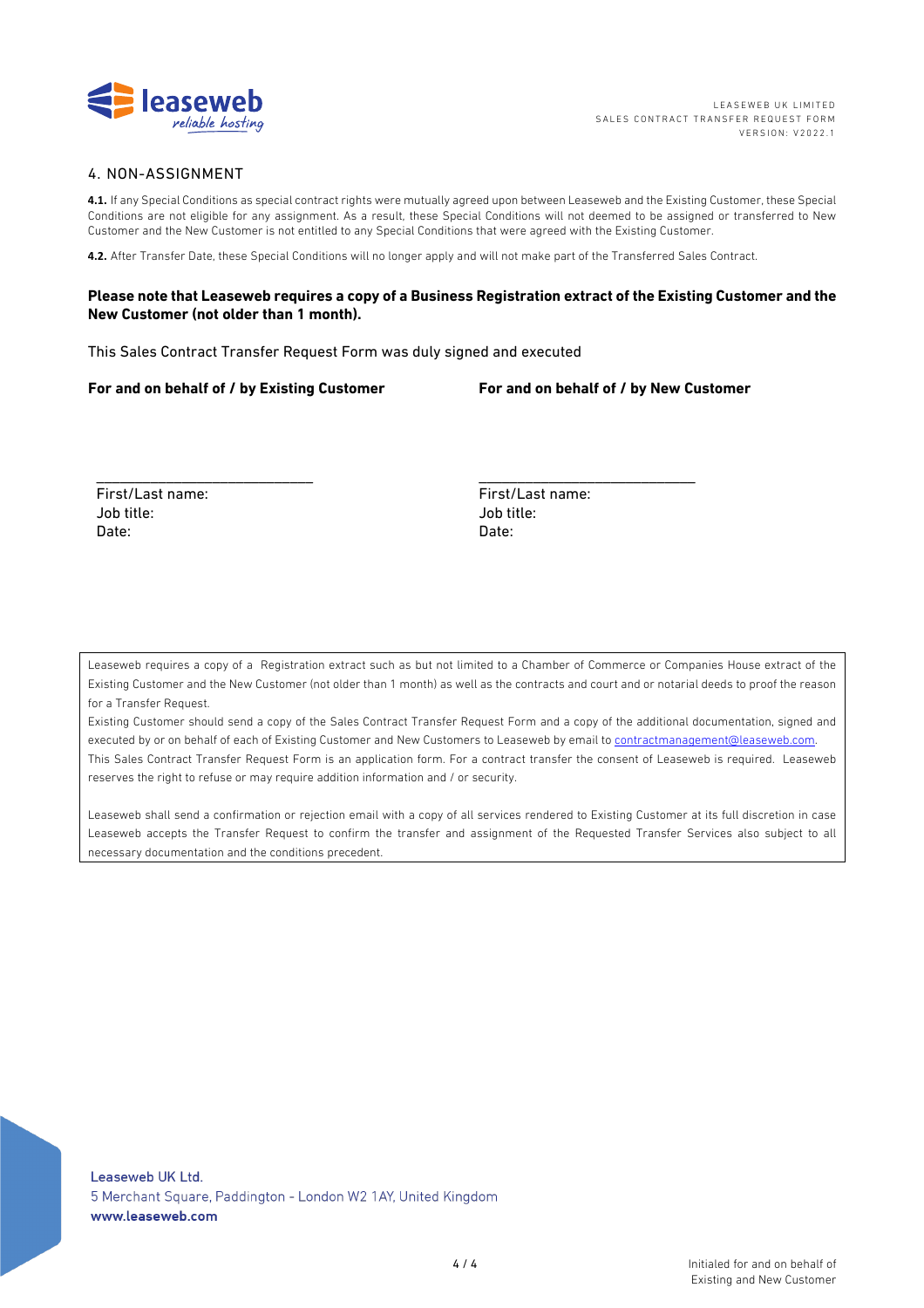## 4. NON-ASSIGNMENT

**4.1.** If any Special Conditions as special contract rights were mutually agreed upon between Leaseweb and the Existing Customer, these Special Conditions are not eligible for any assignment. As a result, these Special Conditions will not deemed to be assigned or transferred to New Customer and the New Customer is not entitled to any Special Conditions that were agreed with the Existing Customer.

**4.2.** After Transfer Date, these Special Conditions will no longer apply and will not make part of the Transferred Sales Contract.

**Please note that Leaseweb requires a copy of a Business Registration extract of the Existing Customer and the New Customer (not older than 1 month).**

This Sales Contract Transfer Request Form was duly signed and executed

| **For and on behalf of / by Existing Customer** | **For and on behalf of / by New Customer** |
|---|---|
| ______________________________ | ______________________________ |
| First/Last name: | First/Last name: |
| Job title: | Job title: |
| Date: | Date: |

Leaseweb requires a copy of a Registration extract such as but not limited to a Chamber of Commerce or Companies House extract of the Existing Customer and the New Customer (not older than 1 month) as well as the contracts and court and or notarial deeds to proof the reason for a Transfer Request.
Existing Customer should send a copy of the Sales Contract Transfer Request Form and a copy of the additional documentation, signed and executed by or on behalf of each of Existing Customer and New Customers to Leaseweb by email to contractmanagement@leaseweb.com.
This Sales Contract Transfer Request Form is an application form. For a contract transfer the consent of Leaseweb is required. Leaseweb reserves the right to refuse or may require addition information and / or security.

Leaseweb shall send a confirmation or rejection email with a copy of all services rendered to Existing Customer at its full discretion in case Leaseweb accepts the Transfer Request to confirm the transfer and assignment of the Requested Transfer Services also subject to all necessary documentation and the conditions precedent.

Leaseweb UK Ltd.
5 Merchant Square, Paddington - London W2 1AY, United Kingdom
**www.leaseweb.com**

Initialed for and on behalf of Existing and New Customer